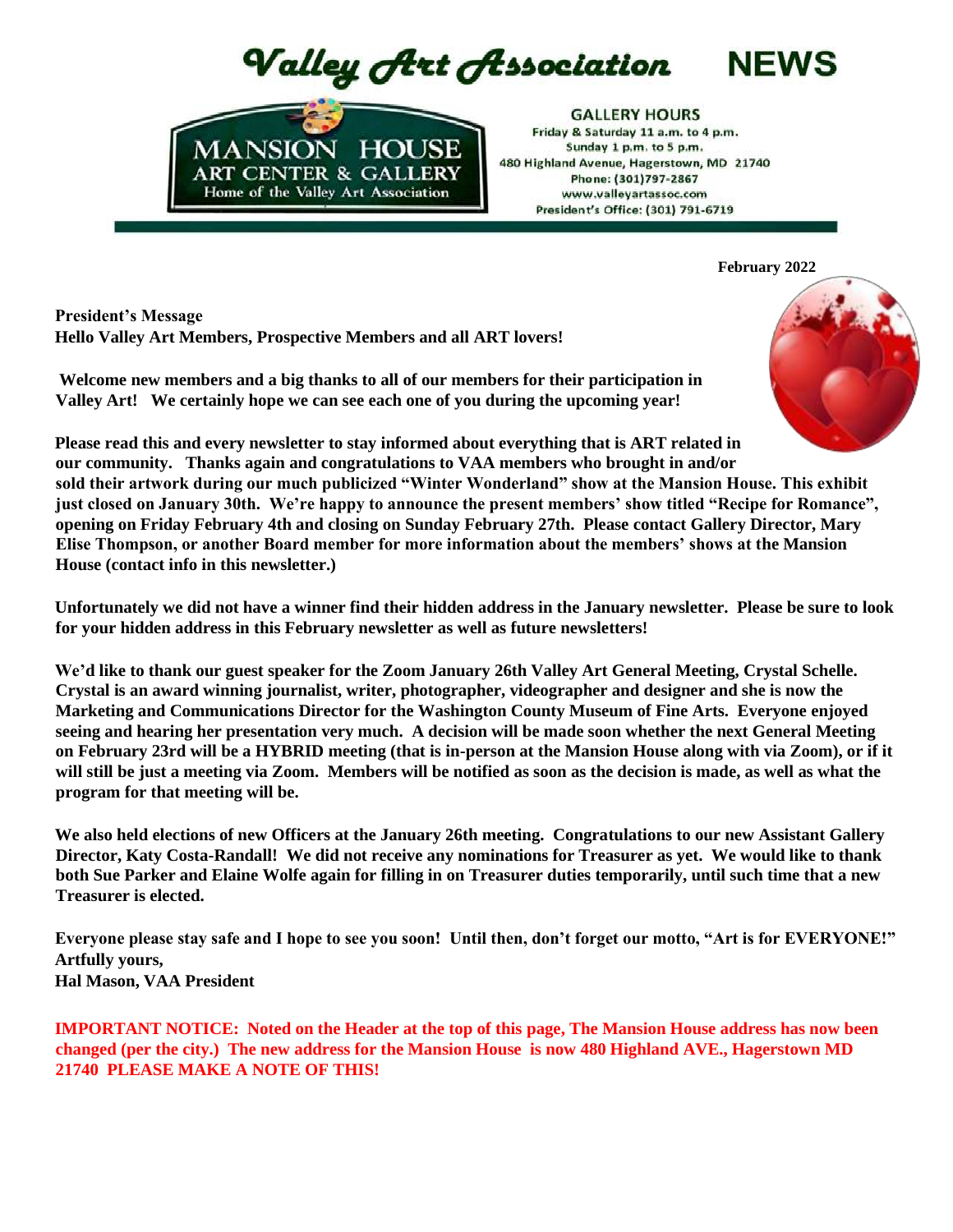# Valley Art Association NEWS

MANSION HOUSE
ART CENTER & GALLERY
Home of the Valley Art Association

**GALLERY HOURS**
Friday & Saturday 11 a.m. to 4 p.m.
Sunday 1 p.m. to 5 p.m.
480 Highland Avenue, Hagerstown, MD 21740
Phone: (301)797-2867
www.valleyartassoc.com
President's Office: (301) 791-6719

**February 2022**

**President's Message**
**Hello Valley Art Members, Prospective Members and all ART lovers!**

**Welcome new members and a big thanks to all of our members for their participation in Valley Art! We certainly hope we can see each one of you during the upcoming year!**

**Please read this and every newsletter to stay informed about everything that is ART related in our community. Thanks again and congratulations to VAA members who brought in and/or sold their artwork during our much publicized "Winter Wonderland" show at the Mansion House. This exhibit just closed on January 30th. We're happy to announce the present members' show titled "Recipe for Romance", opening on Friday February 4th and closing on Sunday February 27th. Please contact Gallery Director, Mary Elise Thompson, or another Board member for more information about the members' shows at the Mansion House (contact info in this newsletter.)**

**Unfortunately we did not have a winner find their hidden address in the January newsletter. Please be sure to look for your hidden address in this February newsletter as well as future newsletters!**

**We'd like to thank our guest speaker for the Zoom January 26th Valley Art General Meeting, Crystal Schelle. Crystal is an award winning journalist, writer, photographer, videographer and designer and she is now the Marketing and Communications Director for the Washington County Museum of Fine Arts. Everyone enjoyed seeing and hearing her presentation very much. A decision will be made soon whether the next General Meeting on February 23rd will be a HYBRID meeting (that is in-person at the Mansion House along with via Zoom), or if it will still be just a meeting via Zoom. Members will be notified as soon as the decision is made, as well as what the program for that meeting will be.**

**We also held elections of new Officers at the January 26th meeting. Congratulations to our new Assistant Gallery Director, Katy Costa-Randall! We did not receive any nominations for Treasurer as yet. We would like to thank both Sue Parker and Elaine Wolfe again for filling in on Treasurer duties temporarily, until such time that a new Treasurer is elected.**

**Everyone please stay safe and I hope to see you soon! Until then, don't forget our motto, "Art is for EVERYONE!"**
**Artfully yours,**
**Hal Mason, VAA President**

**IMPORTANT NOTICE: Noted on the Header at the top of this page, The Mansion House address has now been changed (per the city.) The new address for the Mansion House is now 480 Highland AVE., Hagerstown MD 21740 PLEASE MAKE A NOTE OF THIS!**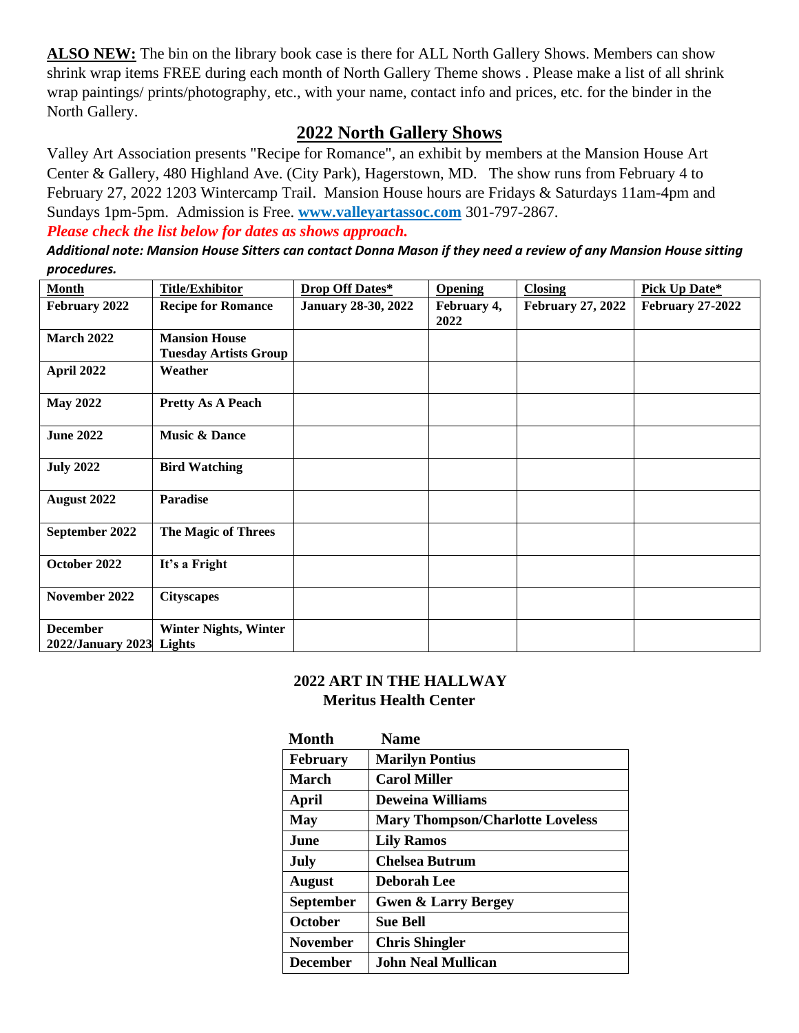**ALSO NEW:** The bin on the library book case is there for ALL North Gallery Shows. Members can show shrink wrap items FREE during each month of North Gallery Theme shows . Please make a list of all shrink wrap paintings/ prints/photography, etc., with your name, contact info and prices, etc. for the binder in the North Gallery.

## 2022 North Gallery Shows

Valley Art Association presents "Recipe for Romance", an exhibit by members at the Mansion House Art Center & Gallery, 480 Highland Ave. (City Park), Hagerstown, MD. The show runs from February 4 to February 27, 2022 1203 Wintercamp Trail. Mansion House hours are Fridays & Saturdays 11am-4pm and Sundays 1pm-5pm. Admission is Free. [www.valleyartassoc.com](http://www.valleyartassoc.com) 301-797-2867.

***Please check the list below for dates as shows approach.***

***Additional note: Mansion House Sitters can contact Donna Mason if they need a review of any Mansion House sitting procedures.***

| Month | Title/Exhibitor | Drop Off Dates* | Opening | Closing | Pick Up Date* |
|---|---|---|---|---|---|
| **February 2022** | **Recipe for Romance** | **January 28-30, 2022** | **February 4, 2022** | **February 27, 2022** | **February 27-2022** |
| **March 2022** | **Mansion House Tuesday Artists Group** | | | | |
| **April 2022** | **Weather** | | | | |
| **May 2022** | **Pretty As A Peach** | | | | |
| **June 2022** | **Music & Dance** | | | | |
| **July 2022** | **Bird Watching** | | | | |
| **August 2022** | **Paradise** | | | | |
| **September 2022** | **The Magic of Threes** | | | | |
| **October 2022** | **It's a Fright** | | | | |
| **November 2022** | **Cityscapes** | | | | |
| **December 2022/January 2023** | **Winter Nights, Winter Lights** | | | | |

### 2022 ART IN THE HALLWAY
### Meritus Health Center

| Month | Name |
|---|---|
| **February** | **Marilyn Pontius** |
| **March** | **Carol Miller** |
| **April** | **Deweina Williams** |
| **May** | **Mary Thompson/Charlotte Loveless** |
| **June** | **Lily Ramos** |
| **July** | **Chelsea Butrum** |
| **August** | **Deborah Lee** |
| **September** | **Gwen & Larry Bergey** |
| **October** | **Sue Bell** |
| **November** | **Chris Shingler** |
| **December** | **John Neal Mullican** |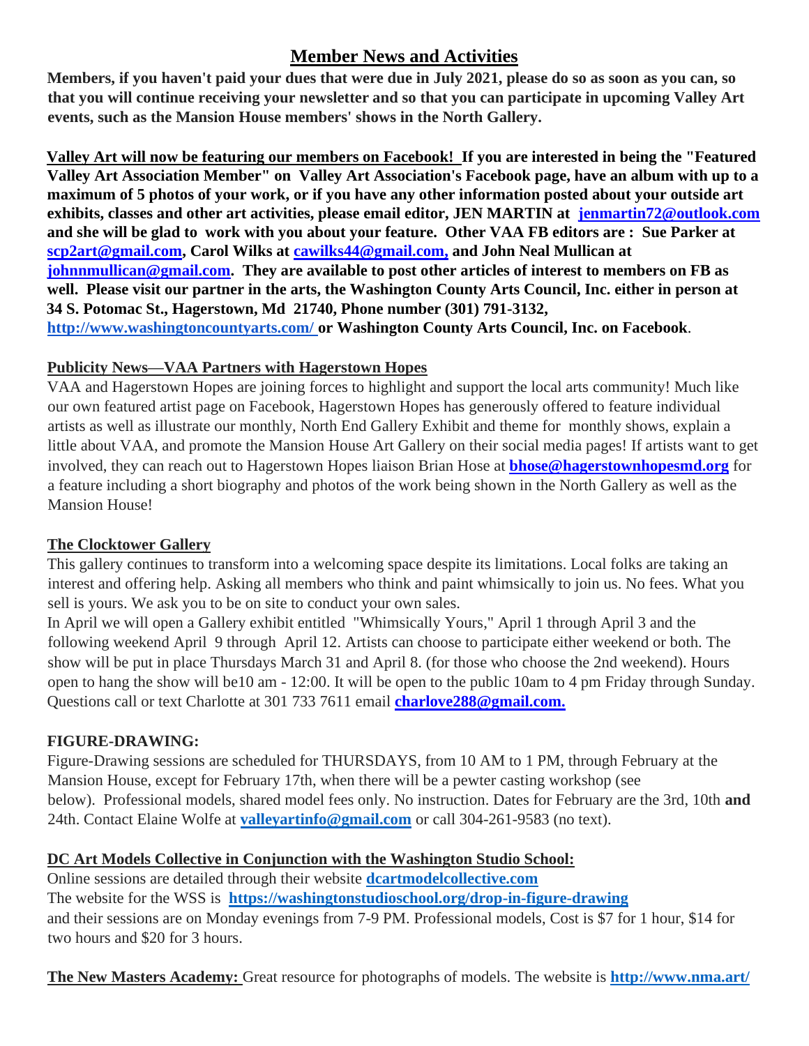# Member News and Activities

**Members, if you haven't paid your dues that were due in July 2021, please do so as soon as you can, so that you will continue receiving your newsletter and so that you can participate in upcoming Valley Art events, such as the Mansion House members' shows in the North Gallery.**

**Valley Art will now be featuring our members on Facebook! If you are interested in being the "Featured Valley Art Association Member" on Valley Art Association's Facebook page, have an album with up to a maximum of 5 photos of your work, or if you have any other information posted about your outside art exhibits, classes and other art activities, please email editor, JEN MARTIN at jenmartin72@outlook.com and she will be glad to work with you about your feature. Other VAA FB editors are : Sue Parker at scp2art@gmail.com, Carol Wilks at cawilks44@gmail.com, and John Neal Mullican at johnnmullican@gmail.com. They are available to post other articles of interest to members on FB as well. Please visit our partner in the arts, the Washington County Arts Council, Inc. either in person at 34 S. Potomac St., Hagerstown, Md 21740, Phone number (301) 791-3132, http://www.washingtoncountyarts.com/ or Washington County Arts Council, Inc. on Facebook**.

**Publicity News—VAA Partners with Hagerstown Hopes**

VAA and Hagerstown Hopes are joining forces to highlight and support the local arts community! Much like our own featured artist page on Facebook, Hagerstown Hopes has generously offered to feature individual artists as well as illustrate our monthly, North End Gallery Exhibit and theme for monthly shows, explain a little about VAA, and promote the Mansion House Art Gallery on their social media pages! If artists want to get involved, they can reach out to Hagerstown Hopes liaison Brian Hose at **bhose@hagerstownhopesmd.org** for a feature including a short biography and photos of the work being shown in the North Gallery as well as the Mansion House!

**The Clocktower Gallery**

This gallery continues to transform into a welcoming space despite its limitations. Local folks are taking an interest and offering help. Asking all members who think and paint whimsically to join us. No fees. What you sell is yours. We ask you to be on site to conduct your own sales.

In April we will open a Gallery exhibit entitled "Whimsically Yours," April 1 through April 3 and the following weekend April 9 through April 12. Artists can choose to participate either weekend or both. The show will be put in place Thursdays March 31 and April 8. (for those who choose the 2nd weekend). Hours open to hang the show will be10 am - 12:00. It will be open to the public 10am to 4 pm Friday through Sunday. Questions call or text Charlotte at 301 733 7611 email **charlove288@gmail.com.**

**FIGURE-DRAWING:**

Figure-Drawing sessions are scheduled for THURSDAYS, from 10 AM to 1 PM, through February at the Mansion House, except for February 17th, when there will be a pewter casting workshop (see below). Professional models, shared model fees only. No instruction. Dates for February are the 3rd, 10th **and** 24th. Contact Elaine Wolfe at **valleyartinfo@gmail.com** or call 304-261-9583 (no text).

**DC Art Models Collective in Conjunction with the Washington Studio School:**

Online sessions are detailed through their website **dcartmodelcollective.com**

The website for the WSS is **https://washingtonstudioschool.org/drop-in-figure-drawing**

and their sessions are on Monday evenings from 7-9 PM. Professional models, Cost is $7 for 1 hour, $14 for two hours and $20 for 3 hours.

**The New Masters Academy:** Great resource for photographs of models. The website is **http://www.nma.art/**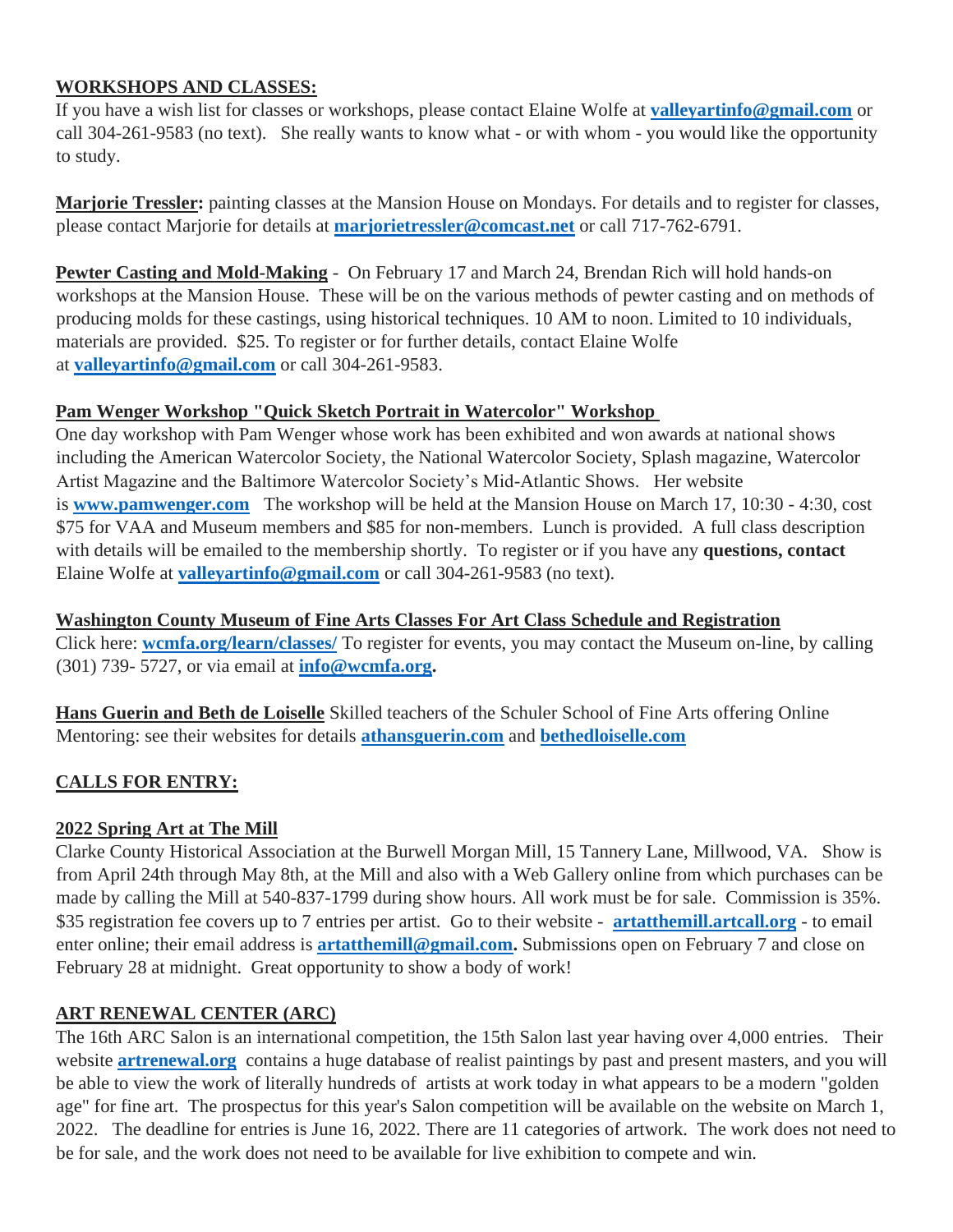## WORKSHOPS AND CLASSES:

If you have a wish list for classes or workshops, please contact Elaine Wolfe at **valleyartinfo@gmail.com** or call 304-261-9583 (no text). She really wants to know what - or with whom - you would like the opportunity to study.

**Marjorie Tressler:** painting classes at the Mansion House on Mondays. For details and to register for classes, please contact Marjorie for details at **marjorietressler@comcast.net** or call 717-762-6791.

**Pewter Casting and Mold-Making** - On February 17 and March 24, Brendan Rich will hold hands-on workshops at the Mansion House. These will be on the various methods of pewter casting and on methods of producing molds for these castings, using historical techniques. 10 AM to noon. Limited to 10 individuals, materials are provided. $25. To register or for further details, contact Elaine Wolfe at **valleyartinfo@gmail.com** or call 304-261-9583.

**Pam Wenger Workshop "Quick Sketch Portrait in Watercolor" Workshop**

One day workshop with Pam Wenger whose work has been exhibited and won awards at national shows including the American Watercolor Society, the National Watercolor Society, Splash magazine, Watercolor Artist Magazine and the Baltimore Watercolor Society's Mid-Atlantic Shows. Her website is **www.pamwenger.com** The workshop will be held at the Mansion House on March 17, 10:30 - 4:30, cost $75 for VAA and Museum members and $85 for non-members. Lunch is provided. A full class description with details will be emailed to the membership shortly. To register or if you have any **questions, contact** Elaine Wolfe at **valleyartinfo@gmail.com** or call 304-261-9583 (no text).

**Washington County Museum of Fine Arts Classes For Art Class Schedule and Registration**

Click here: **wcmfa.org/learn/classes/** To register for events, you may contact the Museum on-line, by calling (301) 739- 5727, or via email at **info@wcmfa.org.**

**Hans Guerin and Beth de Loiselle** Skilled teachers of the Schuler School of Fine Arts offering Online Mentoring: see their websites for details **athansguerin.com** and **bethedloiselle.com**

## CALLS FOR ENTRY:

**2022 Spring Art at The Mill**

Clarke County Historical Association at the Burwell Morgan Mill, 15 Tannery Lane, Millwood, VA. Show is from April 24th through May 8th, at the Mill and also with a Web Gallery online from which purchases can be made by calling the Mill at 540-837-1799 during show hours. All work must be for sale. Commission is 35%. $35 registration fee covers up to 7 entries per artist. Go to their website - **artatthemill.artcall.org** - to email enter online; their email address is **artatthemill@gmail.com.** Submissions open on February 7 and close on February 28 at midnight. Great opportunity to show a body of work!

**ART RENEWAL CENTER (ARC)**

The 16th ARC Salon is an international competition, the 15th Salon last year having over 4,000 entries. Their website **artrenewal.org** contains a huge database of realist paintings by past and present masters, and you will be able to view the work of literally hundreds of artists at work today in what appears to be a modern "golden age" for fine art. The prospectus for this year's Salon competition will be available on the website on March 1, 2022. The deadline for entries is June 16, 2022. There are 11 categories of artwork. The work does not need to be for sale, and the work does not need to be available for live exhibition to compete and win.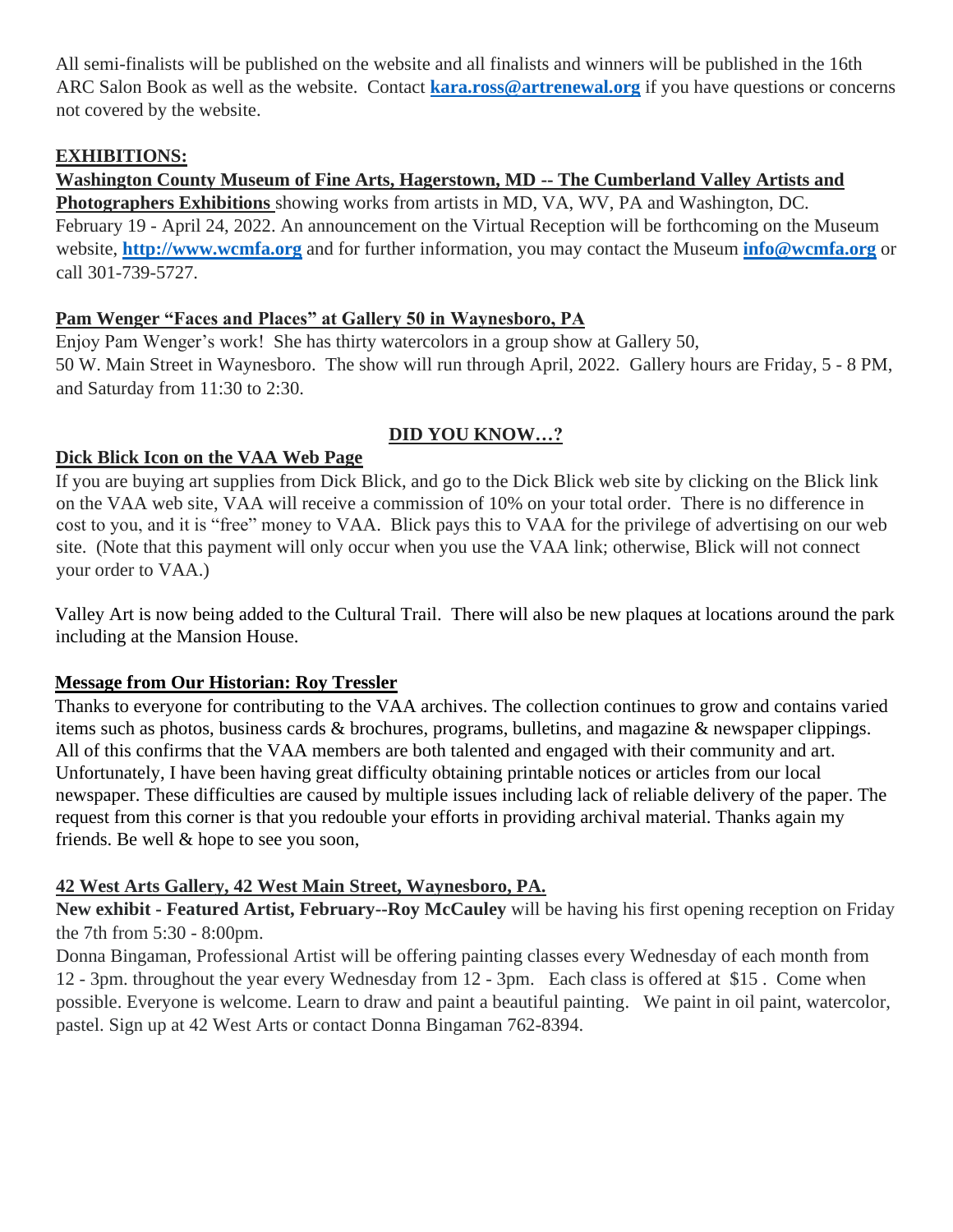All semi-finalists will be published on the website and all finalists and winners will be published in the 16th ARC Salon Book as well as the website. Contact **kara.ross@artrenewal.org** if you have questions or concerns not covered by the website.

## EXHIBITIONS:

**Washington County Museum of Fine Arts, Hagerstown, MD -- The Cumberland Valley Artists and Photographers Exhibitions** showing works from artists in MD, VA, WV, PA and Washington, DC. February 19 - April 24, 2022. An announcement on the Virtual Reception will be forthcoming on the Museum website, **http://www.wcmfa.org** and for further information, you may contact the Museum **info@wcmfa.org** or call 301-739-5727.

**Pam Wenger "Faces and Places" at Gallery 50 in Waynesboro, PA**

Enjoy Pam Wenger's work! She has thirty watercolors in a group show at Gallery 50, 50 W. Main Street in Waynesboro. The show will run through April, 2022. Gallery hours are Friday, 5 - 8 PM, and Saturday from 11:30 to 2:30.

## DID YOU KNOW…?

**Dick Blick Icon on the VAA Web Page**

If you are buying art supplies from Dick Blick, and go to the Dick Blick web site by clicking on the Blick link on the VAA web site, VAA will receive a commission of 10% on your total order. There is no difference in cost to you, and it is "free" money to VAA. Blick pays this to VAA for the privilege of advertising on our web site. (Note that this payment will only occur when you use the VAA link; otherwise, Blick will not connect your order to VAA.)

Valley Art is now being added to the Cultural Trail. There will also be new plaques at locations around the park including at the Mansion House.

**Message from Our Historian: Roy Tressler**

Thanks to everyone for contributing to the VAA archives. The collection continues to grow and contains varied items such as photos, business cards & brochures, programs, bulletins, and magazine & newspaper clippings. All of this confirms that the VAA members are both talented and engaged with their community and art. Unfortunately, I have been having great difficulty obtaining printable notices or articles from our local newspaper. These difficulties are caused by multiple issues including lack of reliable delivery of the paper. The request from this corner is that you redouble your efforts in providing archival material. Thanks again my friends. Be well & hope to see you soon,

**42 West Arts Gallery, 42 West Main Street, Waynesboro, PA.**

**New exhibit - Featured Artist, February--Roy McCauley** will be having his first opening reception on Friday the 7th from 5:30 - 8:00pm.

Donna Bingaman, Professional Artist will be offering painting classes every Wednesday of each month from 12 - 3pm. throughout the year every Wednesday from 12 - 3pm. Each class is offered at $15 . Come when possible. Everyone is welcome. Learn to draw and paint a beautiful painting. We paint in oil paint, watercolor, pastel. Sign up at 42 West Arts or contact Donna Bingaman 762-8394.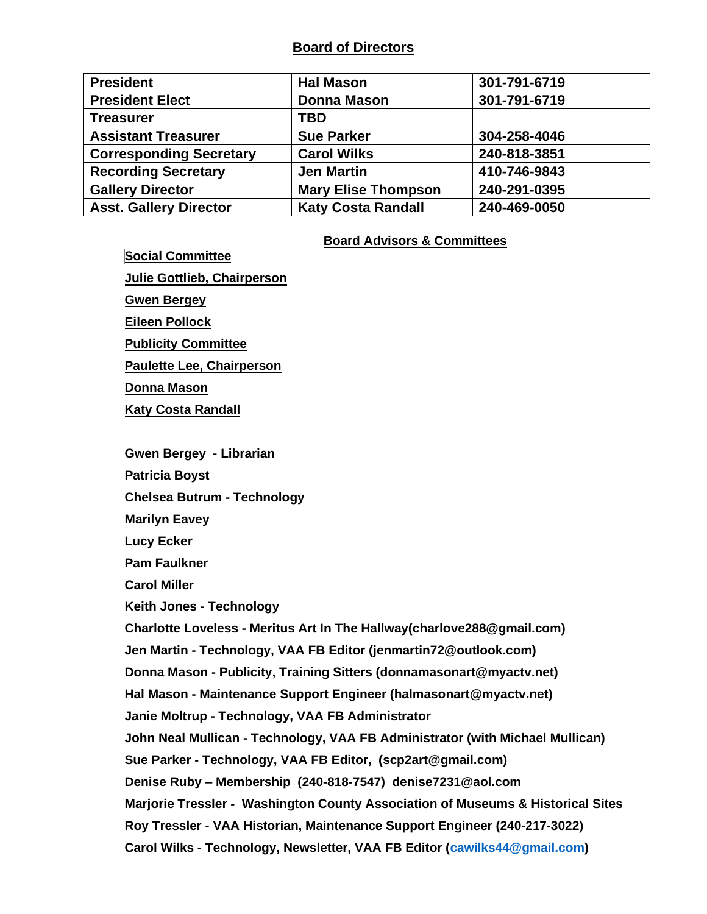## Board of Directors

| | | |
|---|---|---|
| **President** | **Hal Mason** | **301-791-6719** |
| **President Elect** | **Donna Mason** | **301-791-6719** |
| **Treasurer** | **TBD** | |
| **Assistant Treasurer** | **Sue Parker** | **304-258-4046** |
| **Corresponding Secretary** | **Carol Wilks** | **240-818-3851** |
| **Recording Secretary** | **Jen Martin** | **410-746-9843** |
| **Gallery Director** | **Mary Elise Thompson** | **240-291-0395** |
| **Asst. Gallery Director** | **Katy Costa Randall** | **240-469-0050** |

### Board Advisors & Committees

**Social Committee**

**Julie Gottlieb, Chairperson**

**Gwen Bergey**

**Eileen Pollock**

**Publicity Committee**

**Paulette Lee, Chairperson**

**Donna Mason**

**Katy Costa Randall**

**Gwen Bergey - Librarian**

**Patricia Boyst**

**Chelsea Butrum - Technology**

**Marilyn Eavey**

**Lucy Ecker**

**Pam Faulkner**

**Carol Miller**

**Keith Jones - Technology**

**Charlotte Loveless - Meritus Art In The Hallway(charlove288@gmail.com)**

**Jen Martin - Technology, VAA FB Editor (jenmartin72@outlook.com)**

**Donna Mason - Publicity, Training Sitters (donnamasonart@myactv.net)**

**Hal Mason - Maintenance Support Engineer (halmasonart@myactv.net)**

**Janie Moltrup - Technology, VAA FB Administrator**

**John Neal Mullican - Technology, VAA FB Administrator (with Michael Mullican)**

**Sue Parker - Technology, VAA FB Editor, (scp2art@gmail.com)**

**Denise Ruby – Membership (240-818-7547) denise7231@aol.com**

**Marjorie Tressler - Washington County Association of Museums & Historical Sites**

**Roy Tressler - VAA Historian, Maintenance Support Engineer (240-217-3022)**

**Carol Wilks - Technology, Newsletter, VAA FB Editor (cawilks44@gmail.com)**